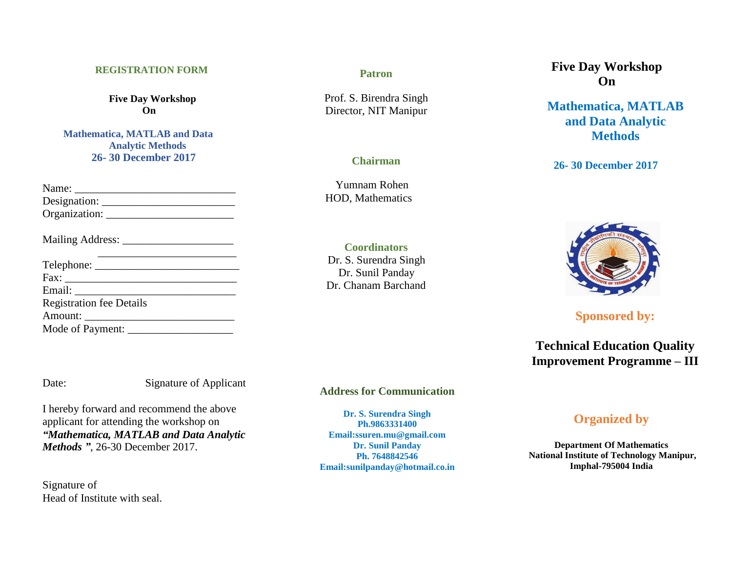## REGISTRATION FORM

**Five Day Workshop**
**On**

**Mathematica, MATLAB and Data Analytic Methods**
**26- 30 December 2017**

Name: ____________________________

Designation: ________________________

Organization: _______________________

Mailing Address: ___________________

_________________________

Telephone: _________________________

Fax: _______________________________

Email: _____________________________

Registration fee Details

Amount: ___________________________

Mode of Payment: __________________

Date: Signature of Applicant

I hereby forward and recommend the above applicant for attending the workshop on ***"Mathematica, MATLAB and Data Analytic Methods "***, 26-30 December 2017.

Signature of
Head of Institute with seal.

### Patron

Prof. S. Birendra Singh
Director, NIT Manipur

### Chairman

Yumnam Rohen
HOD, Mathematics

### Coordinators

Dr. S. Surendra Singh
Dr. Sunil Panday
Dr. Chanam Barchand

### Address for Communication

**Dr. S. Surendra Singh**
**Ph.9863331400**
**Email:ssuren.mu@gmail.com**
**Dr. Sunil Panday**
**Ph. 7648842546**
**Email:sunilpanday@hotmail.co.in**

# Five Day Workshop On

# Mathematica, MATLAB and Data Analytic Methods

**26- 30 December 2017**

### Sponsored by:

**Technical Education Quality Improvement Programme – III**

### Organized by

**Department Of Mathematics**
**National Institute of Technology Manipur,**
**Imphal-795004 India**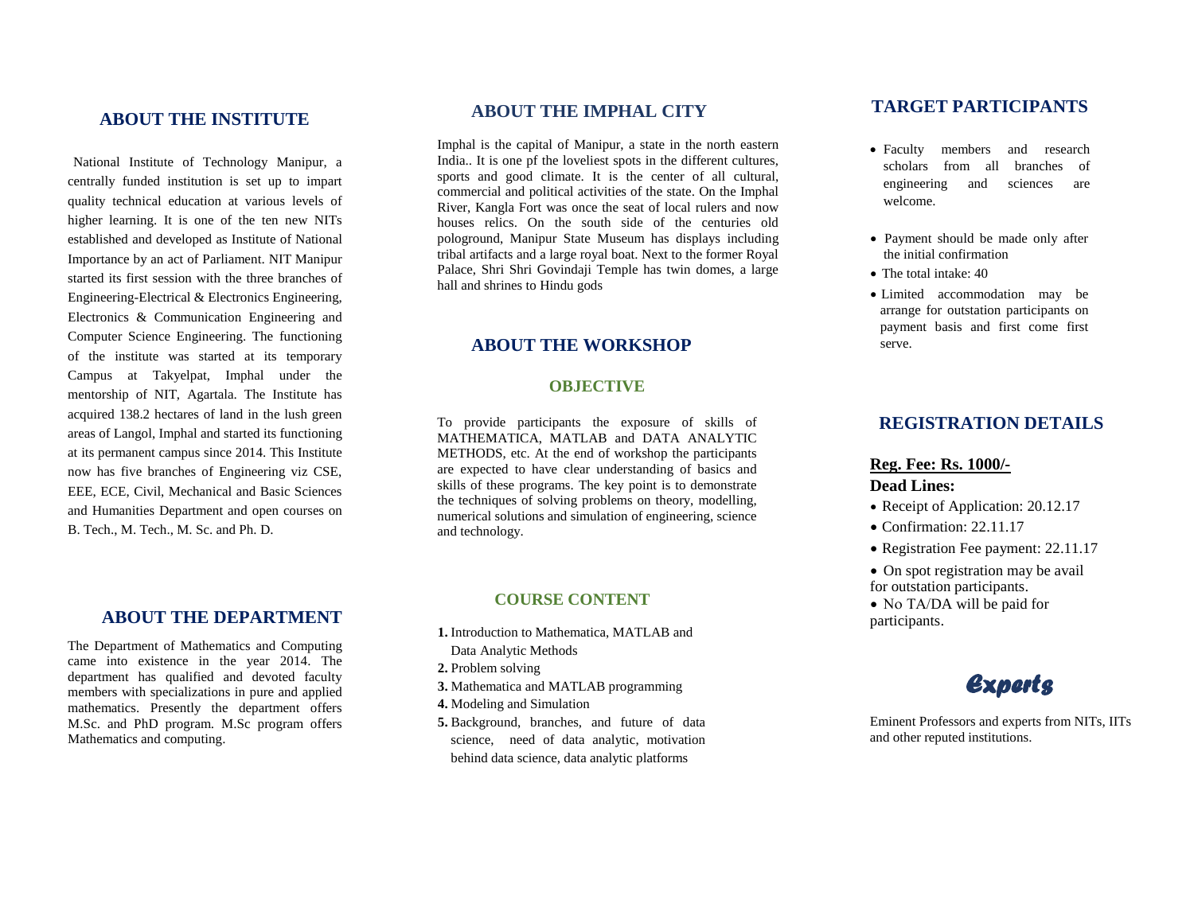## ABOUT THE INSTITUTE

National Institute of Technology Manipur, a centrally funded institution is set up to impart quality technical education at various levels of higher learning. It is one of the ten new NITs established and developed as Institute of National Importance by an act of Parliament. NIT Manipur started its first session with the three branches of Engineering-Electrical & Electronics Engineering, Electronics & Communication Engineering and Computer Science Engineering. The functioning of the institute was started at its temporary Campus at Takyelpat, Imphal under the mentorship of NIT, Agartala. The Institute has acquired 138.2 hectares of land in the lush green areas of Langol, Imphal and started its functioning at its permanent campus since 2014. This Institute now has five branches of Engineering viz CSE, EEE, ECE, Civil, Mechanical and Basic Sciences and Humanities Department and open courses on B. Tech., M. Tech., M. Sc. and Ph. D.

## ABOUT THE DEPARTMENT

The Department of Mathematics and Computing came into existence in the year 2014. The department has qualified and devoted faculty members with specializations in pure and applied mathematics. Presently the department offers M.Sc. and PhD program. M.Sc program offers Mathematics and computing.

## ABOUT THE IMPHAL CITY

Imphal is the capital of Manipur, a state in the north eastern India.. It is one pf the loveliest spots in the different cultures, sports and good climate. It is the center of all cultural, commercial and political activities of the state. On the Imphal River, Kangla Fort was once the seat of local rulers and now houses relics. On the south side of the centuries old pologround, Manipur State Museum has displays including tribal artifacts and a large royal boat. Next to the former Royal Palace, Shri Shri Govindaji Temple has twin domes, a large hall and shrines to Hindu gods

## ABOUT THE WORKSHOP

### OBJECTIVE

To provide participants the exposure of skills of MATHEMATICA, MATLAB and DATA ANALYTIC METHODS, etc. At the end of workshop the participants are expected to have clear understanding of basics and skills of these programs. The key point is to demonstrate the techniques of solving problems on theory, modelling, numerical solutions and simulation of engineering, science and technology.

### COURSE CONTENT

1. Introduction to Mathematica, MATLAB and Data Analytic Methods
2. Problem solving
3. Mathematica and MATLAB programming
4. Modeling and Simulation
5. Background, branches, and future of data science, need of data analytic, motivation behind data science, data analytic platforms

## TARGET PARTICIPANTS

- Faculty members and research scholars from all branches of engineering and sciences are welcome.
- Payment should be made only after the initial confirmation
- The total intake: 40
- Limited accommodation may be arrange for outstation participants on payment basis and first come first serve.

## REGISTRATION DETAILS

**Reg. Fee: Rs. 1000/-**

**Dead Lines:**

- Receipt of Application: 20.12.17
- Confirmation: 22.11.17
- Registration Fee payment: 22.11.17
- On spot registration may be avail for outstation participants.
- No TA/DA will be paid for participants.

## *Experts*

Eminent Professors and experts from NITs, IITs and other reputed institutions.